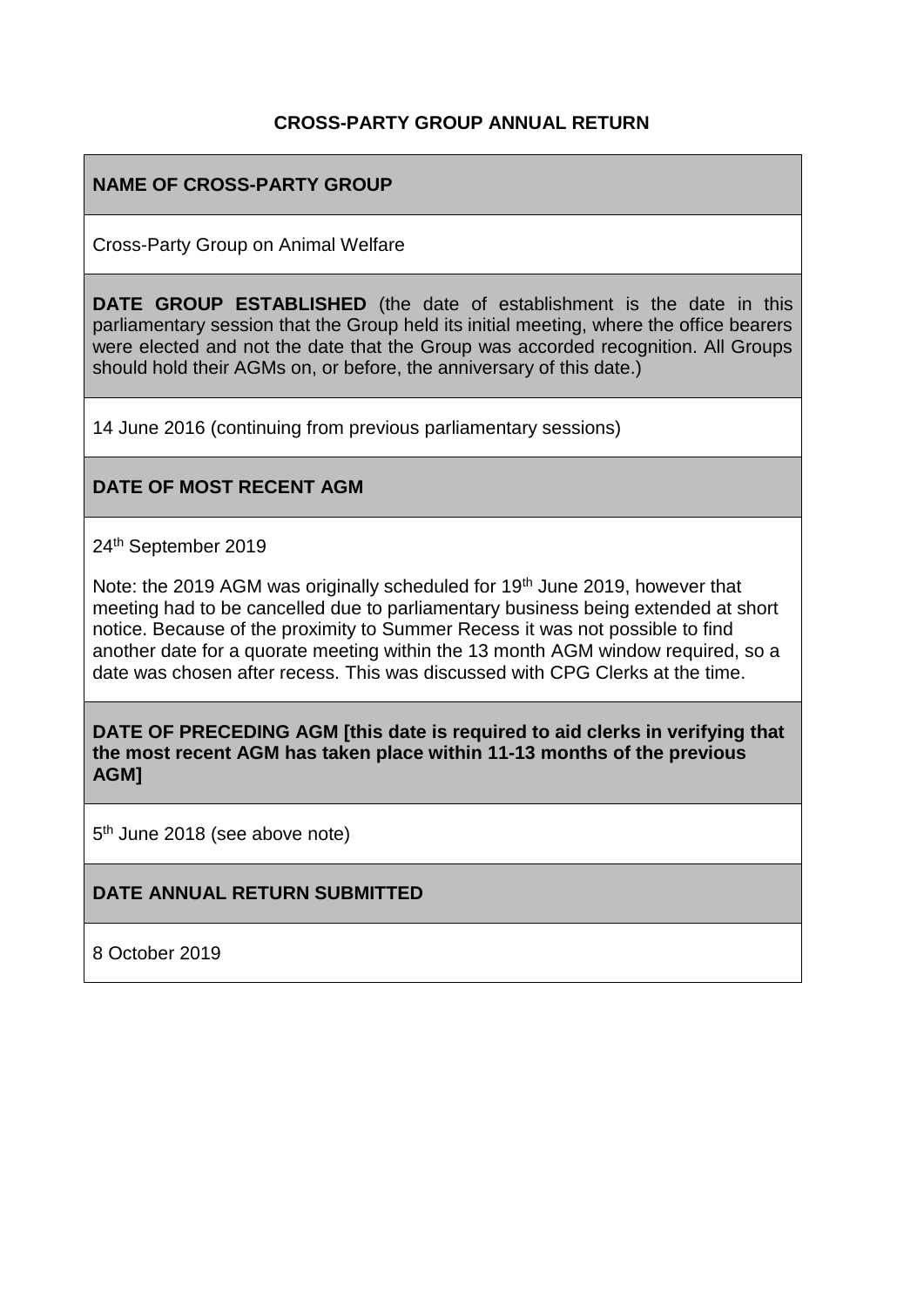# CROSS-PARTY GROUP ANNUAL RETURN

**NAME OF CROSS-PARTY GROUP**

Cross-Party Group on Animal Welfare

**DATE GROUP ESTABLISHED** (the date of establishment is the date in this parliamentary session that the Group held its initial meeting, where the office bearers were elected and not the date that the Group was accorded recognition. All Groups should hold their AGMs on, or before, the anniversary of this date.)

14 June 2016 (continuing from previous parliamentary sessions)

**DATE OF MOST RECENT AGM**

24th September 2019

Note: the 2019 AGM was originally scheduled for 19th June 2019, however that meeting had to be cancelled due to parliamentary business being extended at short notice. Because of the proximity to Summer Recess it was not possible to find another date for a quorate meeting within the 13 month AGM window required, so a date was chosen after recess. This was discussed with CPG Clerks at the time.

**DATE OF PRECEDING AGM [this date is required to aid clerks in verifying that the most recent AGM has taken place within 11-13 months of the previous AGM]**

5th June 2018 (see above note)

**DATE ANNUAL RETURN SUBMITTED**

8 October 2019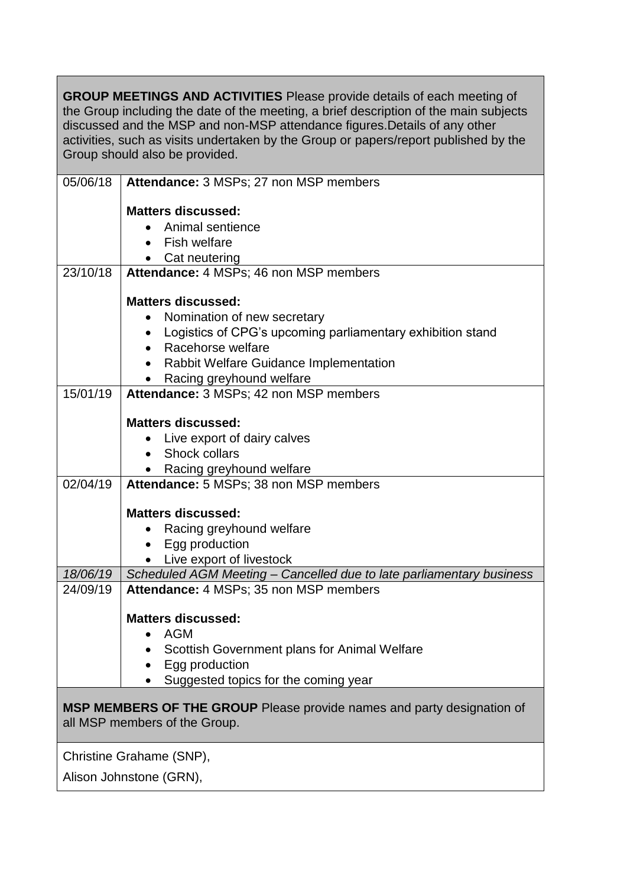**GROUP MEETINGS AND ACTIVITIES** Please provide details of each meeting of the Group including the date of the meeting, a brief description of the main subjects discussed and the MSP and non-MSP attendance figures.Details of any other activities, such as visits undertaken by the Group or papers/report published by the Group should also be provided.

| Date | Details |
|---|---|
| 05/06/18 | **Attendance:** 3 MSPs; 27 non MSP members<br><br>**Matters discussed:**<br>• Animal sentience<br>• Fish welfare<br>• Cat neutering |
| 23/10/18 | **Attendance:** 4 MSPs; 46 non MSP members<br><br>**Matters discussed:**<br>• Nomination of new secretary<br>• Logistics of CPG's upcoming parliamentary exhibition stand<br>• Racehorse welfare<br>• Rabbit Welfare Guidance Implementation<br>• Racing greyhound welfare |
| 15/01/19 | **Attendance:** 3 MSPs; 42 non MSP members<br><br>**Matters discussed:**<br>• Live export of dairy calves<br>• Shock collars<br>• Racing greyhound welfare |
| 02/04/19 | **Attendance:** 5 MSPs; 38 non MSP members<br><br>**Matters discussed:**<br>• Racing greyhound welfare<br>• Egg production<br>• Live export of livestock |
| *18/06/19* | *Scheduled AGM Meeting – Cancelled due to late parliamentary business* |
| 24/09/19 | **Attendance:** 4 MSPs; 35 non MSP members<br><br>**Matters discussed:**<br>• AGM<br>• Scottish Government plans for Animal Welfare<br>• Egg production<br>• Suggested topics for the coming year |

**MSP MEMBERS OF THE GROUP** Please provide names and party designation of all MSP members of the Group.

Christine Grahame (SNP),

Alison Johnstone (GRN),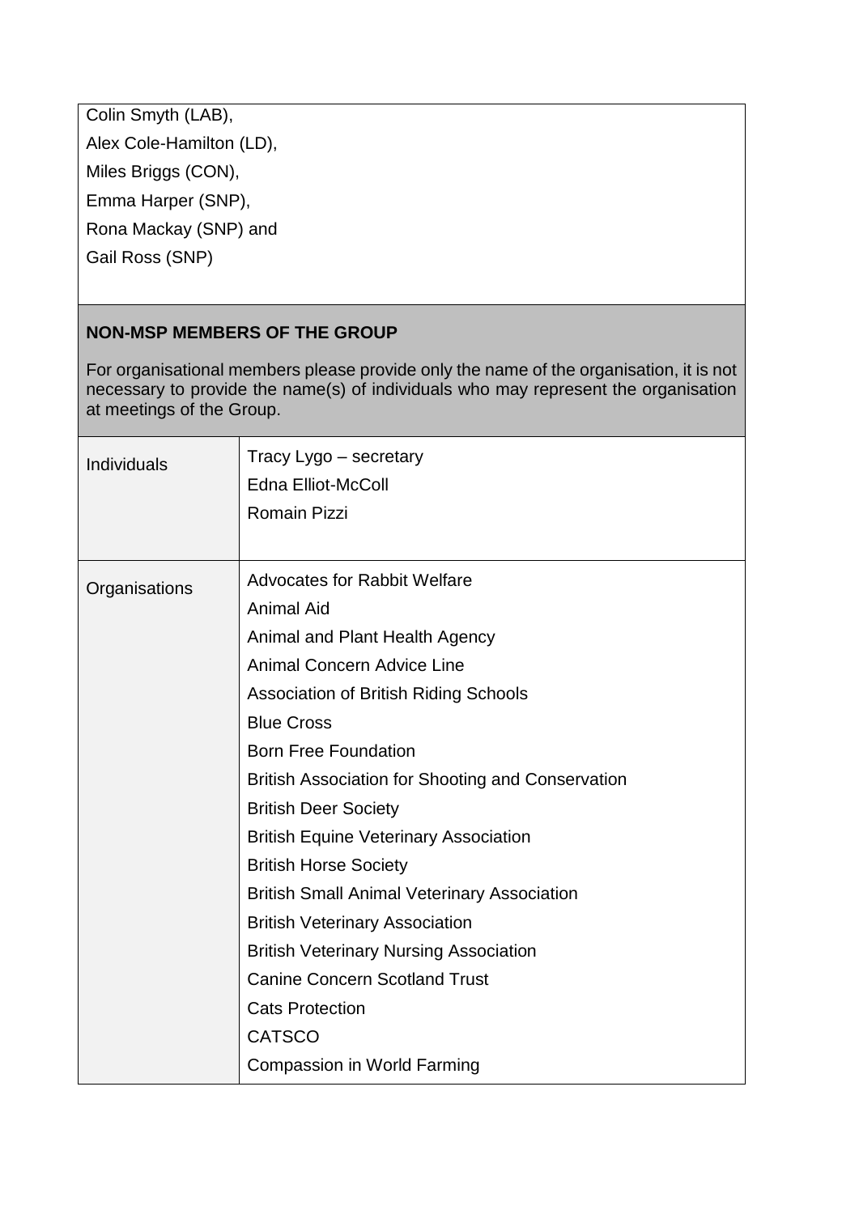Colin Smyth (LAB),
Alex Cole-Hamilton (LD),
Miles Briggs (CON),
Emma Harper (SNP),
Rona Mackay (SNP) and
Gail Ross (SNP)

## NON-MSP MEMBERS OF THE GROUP

For organisational members please provide only the name of the organisation, it is not necessary to provide the name(s) of individuals who may represent the organisation at meetings of the Group.

| | |
|---|---|
| Individuals | Tracy Lygo – secretary<br>Edna Elliot-McColl<br>Romain Pizzi |
| Organisations | Advocates for Rabbit Welfare<br>Animal Aid<br>Animal and Plant Health Agency<br>Animal Concern Advice Line<br>Association of British Riding Schools<br>Blue Cross<br>Born Free Foundation<br>British Association for Shooting and Conservation<br>British Deer Society<br>British Equine Veterinary Association<br>British Horse Society<br>British Small Animal Veterinary Association<br>British Veterinary Association<br>British Veterinary Nursing Association<br>Canine Concern Scotland Trust<br>Cats Protection<br>CATSCO<br>Compassion in World Farming |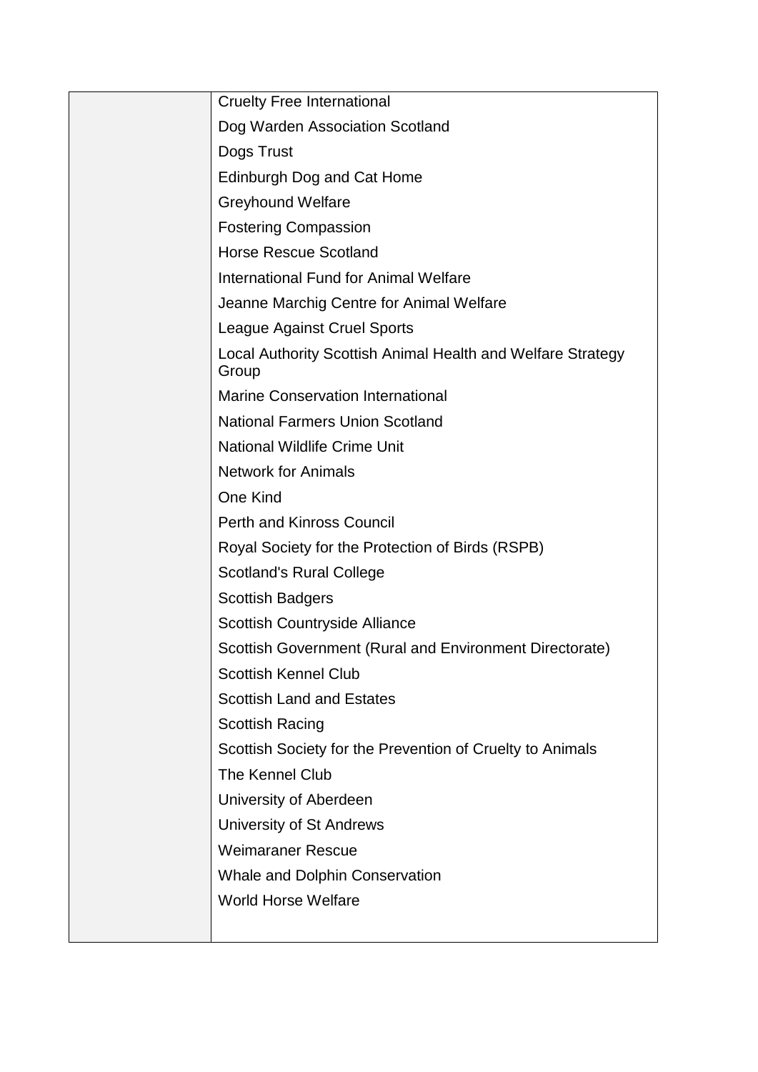| | |
|---|---|
| | Cruelty Free International<br>Dog Warden Association Scotland<br>Dogs Trust<br>Edinburgh Dog and Cat Home<br>Greyhound Welfare<br>Fostering Compassion<br>Horse Rescue Scotland<br>International Fund for Animal Welfare<br>Jeanne Marchig Centre for Animal Welfare<br>League Against Cruel Sports<br>Local Authority Scottish Animal Health and Welfare Strategy Group<br>Marine Conservation International<br>National Farmers Union Scotland<br>National Wildlife Crime Unit<br>Network for Animals<br>One Kind<br>Perth and Kinross Council<br>Royal Society for the Protection of Birds (RSPB)<br>Scotland's Rural College<br>Scottish Badgers<br>Scottish Countryside Alliance<br>Scottish Government (Rural and Environment Directorate)<br>Scottish Kennel Club<br>Scottish Land and Estates<br>Scottish Racing<br>Scottish Society for the Prevention of Cruelty to Animals<br>The Kennel Club<br>University of Aberdeen<br>University of St Andrews<br>Weimaraner Rescue<br>Whale and Dolphin Conservation<br>World Horse Welfare |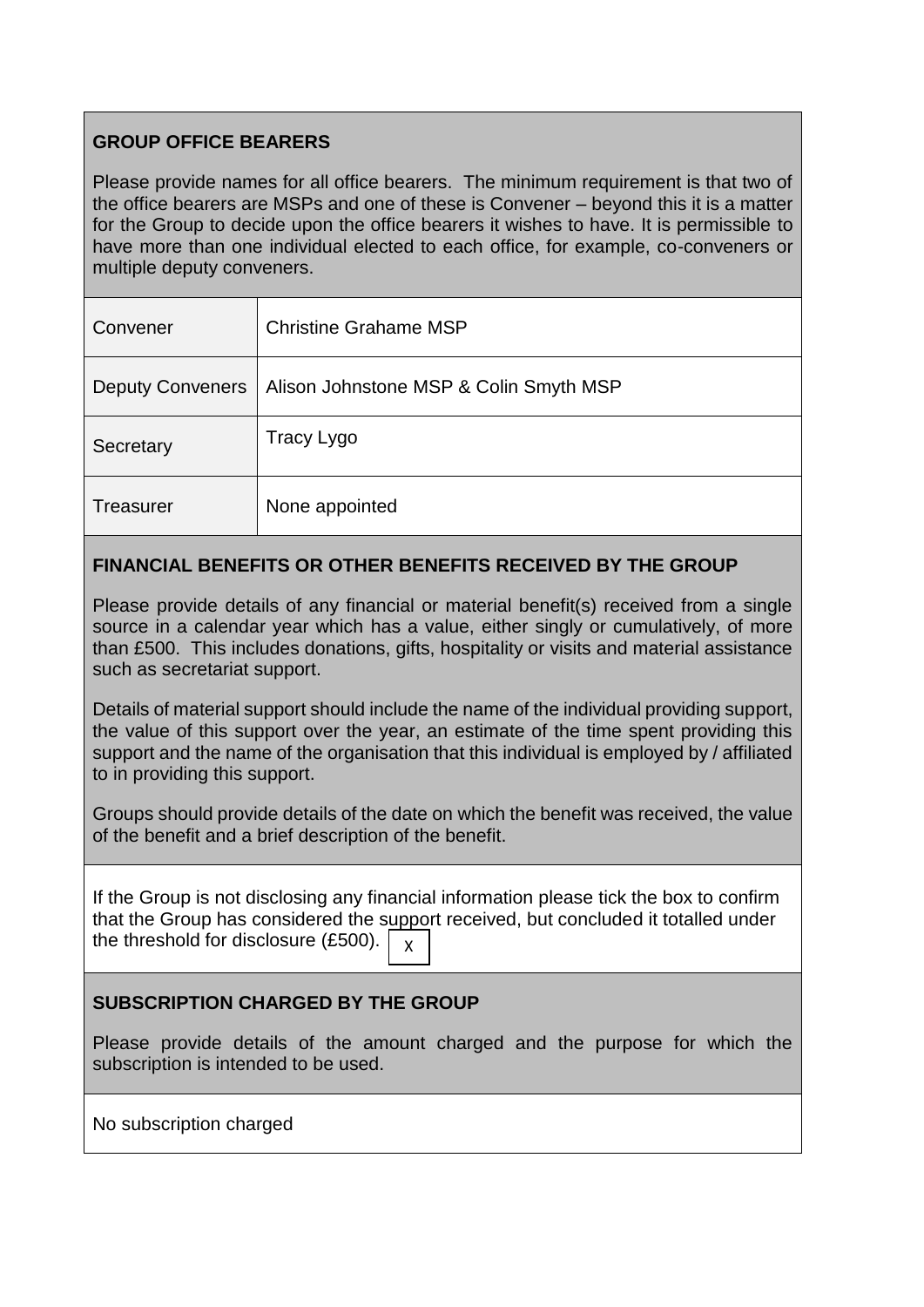## GROUP OFFICE BEARERS

Please provide names for all office bearers. The minimum requirement is that two of the office bearers are MSPs and one of these is Convener – beyond this it is a matter for the Group to decide upon the office bearers it wishes to have. It is permissible to have more than one individual elected to each office, for example, co-conveners or multiple deputy conveners.

| | |
|---|---|
| Convener | Christine Grahame MSP |
| Deputy Conveners | Alison Johnstone MSP & Colin Smyth MSP |
| Secretary | Tracy Lygo |
| Treasurer | None appointed |

## FINANCIAL BENEFITS OR OTHER BENEFITS RECEIVED BY THE GROUP

Please provide details of any financial or material benefit(s) received from a single source in a calendar year which has a value, either singly or cumulatively, of more than £500. This includes donations, gifts, hospitality or visits and material assistance such as secretariat support.

Details of material support should include the name of the individual providing support, the value of this support over the year, an estimate of the time spent providing this support and the name of the organisation that this individual is employed by / affiliated to in providing this support.

Groups should provide details of the date on which the benefit was received, the value of the benefit and a brief description of the benefit.

If the Group is not disclosing any financial information please tick the box to confirm that the Group has considered the support received, but concluded it totalled under the threshold for disclosure (£500). [X]

## SUBSCRIPTION CHARGED BY THE GROUP

Please provide details of the amount charged and the purpose for which the subscription is intended to be used.

No subscription charged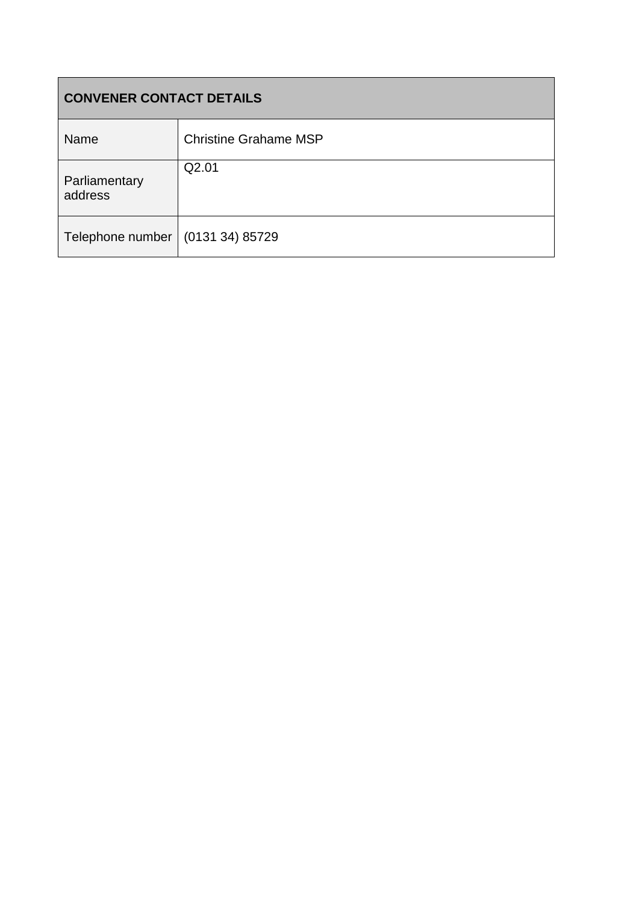| CONVENER CONTACT DETAILS | |
|---|---|
| Name | Christine Grahame MSP |
| Parliamentary address | Q2.01 |
| Telephone number | (0131 34) 85729 |